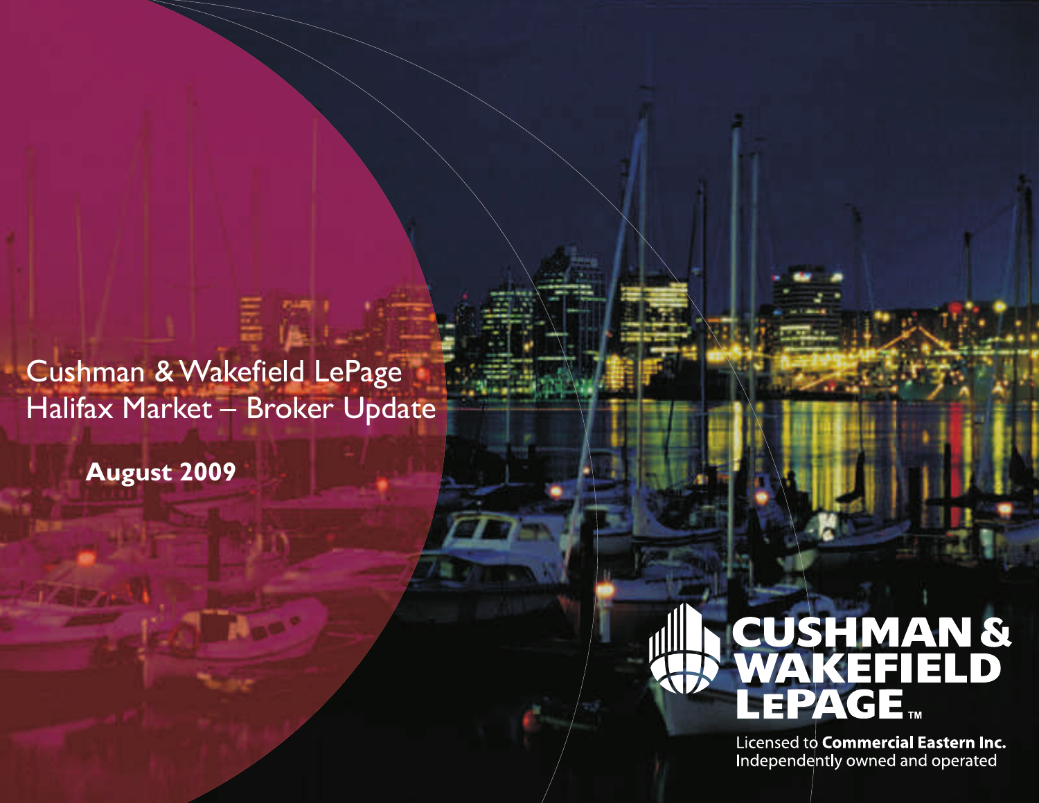# Cushman & Wakefield LePage Halifax Market – Broker Update

**August 2009**

CUSHMAN & WAKEFIELD LEPAGE™

Licensed to **Commercial Eastern Inc.**
Independently owned and operated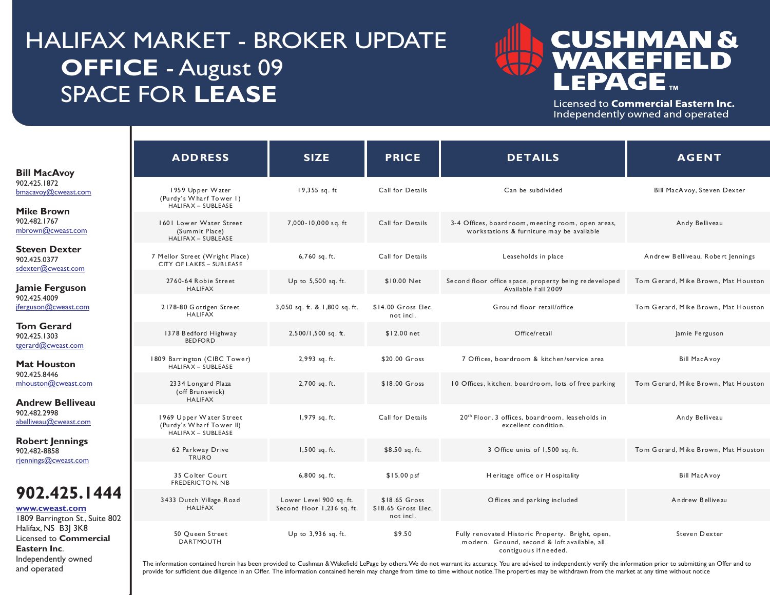# HALIFAX MARKET - BROKER UPDATE
## OFFICE - August 09
## SPACE FOR LEASE

**CUSHMAN & WAKEFIELD LEPAGE**™

Licensed to **Commercial Eastern Inc.**
Independently owned and operated

**Bill MacAvoy**
902.425.1872
bmacavoy@cweast.com

**Mike Brown**
902.482.1767
mbrown@cweast.com

**Steven Dexter**
902.425.0377
sdexter@cweast.com

**Jamie Ferguson**
902.425.4009
jferguson@cweast.com

**Tom Gerard**
902.425.1303
tgerard@cweast.com

**Mat Houston**
902.425.8446
mhouston@cweast.com

**Andrew Belliveau**
902.482.2998
abelliveau@cweast.com

**Robert Jennings**
902.482-8858
rjennings@cweast.com

**902.425.1444**

**www.cweast.com**
1809 Barrington St., Suite 802
Halifax, NS B3J 3K8
Licensed to **Commercial Eastern Inc**.
Independently owned and operated

| ADDRESS | SIZE | PRICE | DETAILS | AGENT |
|---|---|---|---|---|
| 1959 Upper Water (Purdy's Wharf Tower I) HALIFAX – SUBLEASE | 19,355 sq. ft | Call for Details | Can be subdivided | Bill MacAvoy, Steven Dexter |
| 1601 Lower Water Street (Summit Place) HALIFAX – SUBLEASE | 7,000-10,000 sq. ft | Call for Details | 3-4 Offices, boardroom, meeting room, open areas, workstations & furniture may be available | Andy Belliveau |
| 7 Mellor Street (Wright Place) CITY OF LAKES – SUBLEASE | 6,760 sq. ft. | Call for Details | Leaseholds in place | Andrew Belliveau, Robert Jennings |
| 2760-64 Robie Street HALIFAX | Up to 5,500 sq. ft. | $10.00 Net | Second floor office space, property being redeveloped Available Fall 2009 | Tom Gerard, Mike Brown, Mat Houston |
| 2178-80 Gottigen Street HALIFAX | 3,050 sq. ft. & 1,800 sq. ft. | $14.00 Gross Elec. not incl. | Ground floor retail/office | Tom Gerard, Mike Brown, Mat Houston |
| 1378 Bedford Highway BEDFORD | 2,500/1,500 sq. ft. | $12.00 net | Office/retail | Jamie Ferguson |
| 1809 Barrington (CIBC Tower) HALIFAX – SUBLEASE | 2,993 sq. ft. | $20.00 Gross | 7 Offices, boardroom & kitchen/service area | Bill MacAvoy |
| 2334 Longard Plaza (off Brunswick) HALIFAX | 2,700 sq. ft. | $18.00 Gross | 10 Offices, kitchen, boardroom, lots of free parking | Tom Gerard, Mike Brown, Mat Houston |
| 1969 Upper Water Street (Purdy's Wharf Tower II) HALIFAX – SUBLEASE | 1,979 sq. ft. | Call for Details | 20th Floor, 3 offices, boardroom, leaseholds in excellent condition. | Andy Belliveau |
| 62 Parkway Drive TRURO | 1,500 sq. ft. | $8.50 sq. ft. | 3 Office units of 1,500 sq. ft. | Tom Gerard, Mike Brown, Mat Houston |
| 35 Colter Court FREDERICTON, NB | 6,800 sq. ft. | $15.00 psf | Heritage office or Hospitality | Bill MacAvoy |
| 3433 Dutch Village Road HALIFAX | Lower Level 900 sq. ft. Second Floor 1,236 sq. ft. | $18.65 Gross $18.65 Gross Elec. not incl. | Offices and parking included | Andrew Belliveau |
| 50 Queen Street DARTMOUTH | Up to 3,936 sq. ft. | $9.50 | Fully renovated Historic Property. Bright, open, modern. Ground, second & loft available, all contiguous if needed. | Steven Dexter |

The information contained herein has been provided to Cushman & Wakefield LePage by others. We do not warrant its accuracy. You are advised to independently verify the information prior to submitting an Offer and to provide for sufficient due diligence in an Offer. The information contained herein may change from time to time without notice. The properties may be withdrawn from the market at any time without notice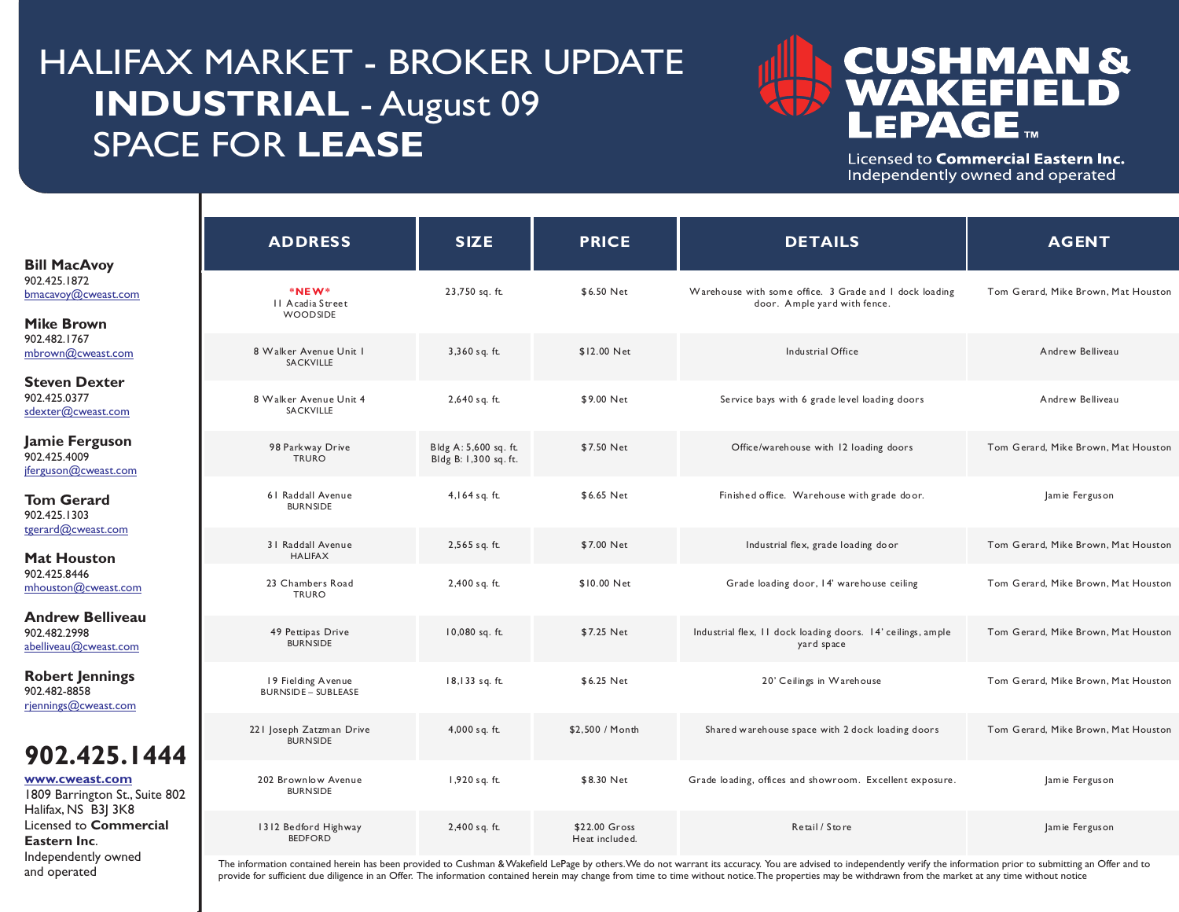# HALIFAX MARKET - BROKER UPDATE
## INDUSTRIAL - August 09
## SPACE FOR LEASE

CUSHMAN & WAKEFIELD LEPAGE™

Licensed to **Commercial Eastern Inc.**
Independently owned and operated

**Bill MacAvoy**
902.425.1872
bmacavoy@cweast.com

**Mike Brown**
902.482.1767
mbrown@cweast.com

**Steven Dexter**
902.425.0377
sdexter@cweast.com

**Jamie Ferguson**
902.425.4009
jferguson@cweast.com

**Tom Gerard**
902.425.1303
tgerard@cweast.com

**Mat Houston**
902.425.8446
mhouston@cweast.com

**Andrew Belliveau**
902.482.2998
abelliveau@cweast.com

**Robert Jennings**
902.482-8858
rjennings@cweast.com

**902.425.1444**

**www.cweast.com**
1809 Barrington St., Suite 802
Halifax, NS B3J 3K8
Licensed to **Commercial Eastern Inc**.
Independently owned and operated

| ADDRESS | SIZE | PRICE | DETAILS | AGENT |
|---|---|---|---|---|
| *NEW* 11 Acadia Street WOODSIDE | 23,750 sq. ft. | $6.50 Net | Warehouse with some office. 3 Grade and 1 dock loading door. Ample yard with fence. | Tom Gerard, Mike Brown, Mat Houston |
| 8 Walker Avenue Unit 1 SACKVILLE | 3,360 sq. ft. | $12.00 Net | Industrial Office | Andrew Belliveau |
| 8 Walker Avenue Unit 4 SACKVILLE | 2,640 sq. ft. | $9.00 Net | Service bays with 6 grade level loading doors | Andrew Belliveau |
| 98 Parkway Drive TRURO | Bldg A: 5,600 sq. ft. Bldg B: 1,300 sq. ft. | $7.50 Net | Office/warehouse with 12 loading doors | Tom Gerard, Mike Brown, Mat Houston |
| 61 Raddall Avenue BURNSIDE | 4,164 sq. ft. | $6.65 Net | Finished office. Warehouse with grade door. | Jamie Ferguson |
| 31 Raddall Avenue HALIFAX | 2,565 sq. ft. | $7.00 Net | Industrial flex, grade loading door | Tom Gerard, Mike Brown, Mat Houston |
| 23 Chambers Road TRURO | 2,400 sq. ft. | $10.00 Net | Grade loading door, 14' warehouse ceiling | Tom Gerard, Mike Brown, Mat Houston |
| 49 Pettipas Drive BURNSIDE | 10,080 sq. ft. | $7.25 Net | Industrial flex, 11 dock loading doors. 14' ceilings, ample yard space | Tom Gerard, Mike Brown, Mat Houston |
| 19 Fielding Avenue BURNSIDE – SUBLEASE | 18,133 sq. ft. | $6.25 Net | 20' Ceilings in Warehouse | Tom Gerard, Mike Brown, Mat Houston |
| 221 Joseph Zatzman Drive BURNSIDE | 4,000 sq. ft. | $2,500 / Month | Shared warehouse space with 2 dock loading doors | Tom Gerard, Mike Brown, Mat Houston |
| 202 Brownlow Avenue BURNSIDE | 1,920 sq. ft. | $8.30 Net | Grade loading, offices and showroom. Excellent exposure. | Jamie Ferguson |
| 1312 Bedford Highway BEDFORD | 2,400 sq. ft. | $22.00 Gross Heat included. | Retail / Store | Jamie Ferguson |

The information contained herein has been provided to Cushman & Wakefield LePage by others. We do not warrant its accuracy. You are advised to independently verify the information prior to submitting an Offer and to provide for sufficient due diligence in an Offer. The information contained herein may change from time to time without notice. The properties may be withdrawn from the market at any time without notice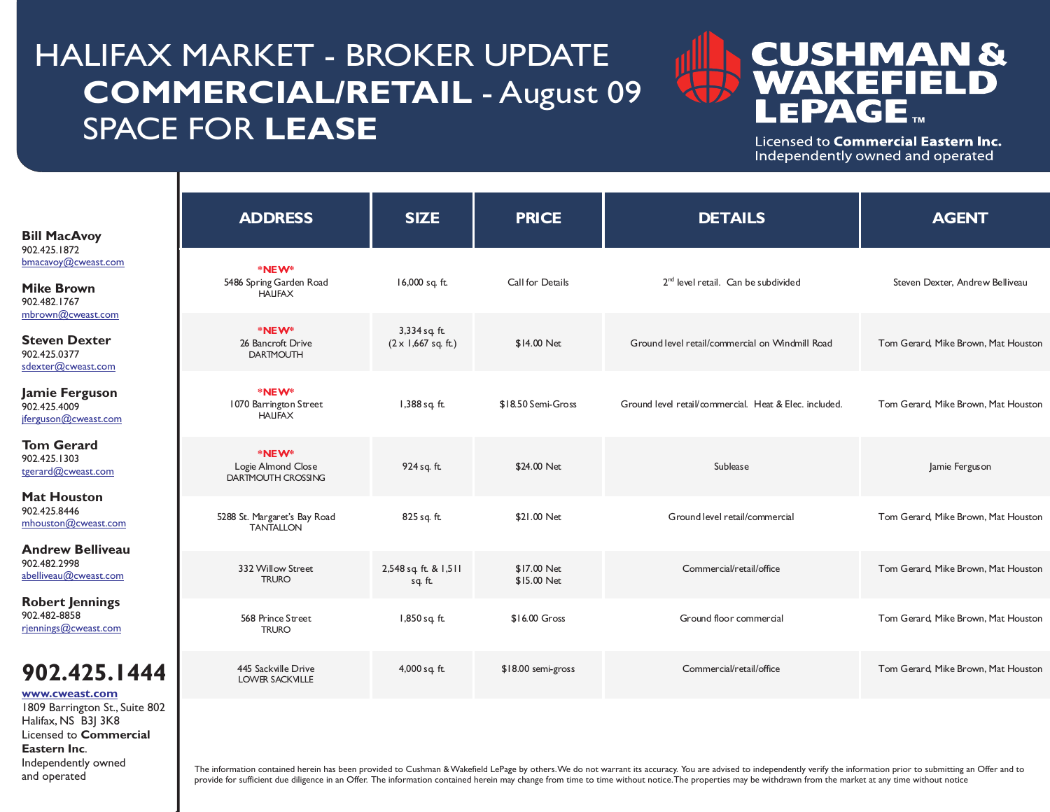# HALIFAX MARKET - BROKER UPDATE
## COMMERCIAL/RETAIL - August 09
## SPACE FOR LEASE

**CUSHMAN & WAKEFIELD LEPAGE**™

Licensed to **Commercial Eastern Inc.**
Independently owned and operated

**Bill MacAvoy**
902.425.1872
bmacavoy@cweast.com

**Mike Brown**
902.482.1767
mbrown@cweast.com

**Steven Dexter**
902.425.0377
sdexter@cweast.com

**Jamie Ferguson**
902.425.4009
jferguson@cweast.com

**Tom Gerard**
902.425.1303
tgerard@cweast.com

**Mat Houston**
902.425.8446
mhouston@cweast.com

**Andrew Belliveau**
902.482.2998
abelliveau@cweast.com

**Robert Jennings**
902.482-8858
rjennings@cweast.com

**902.425.1444**
**www.cweast.com**
1809 Barrington St., Suite 802
Halifax, NS B3J 3K8
Licensed to **Commercial Eastern Inc**.
Independently owned and operated

| ADDRESS | SIZE | PRICE | DETAILS | AGENT |
|---|---|---|---|---|
| *NEW* 5486 Spring Garden Road HALIFAX | 16,000 sq. ft. | Call for Details | 2nd level retail. Can be subdivided | Steven Dexter, Andrew Belliveau |
| *NEW* 26 Bancroft Drive DARTMOUTH | 3,334 sq. ft. (2 x 1,667 sq. ft.) | $14.00 Net | Ground level retail/commercial on Windmill Road | Tom Gerard, Mike Brown, Mat Houston |
| *NEW* 1070 Barrington Street HALIFAX | 1,388 sq. ft. | $18.50 Semi-Gross | Ground level retail/commercial. Heat & Elec. included. | Tom Gerard, Mike Brown, Mat Houston |
| *NEW* Logie Almond Close DARTMOUTH CROSSING | 924 sq. ft. | $24.00 Net | Sublease | Jamie Ferguson |
| 5288 St. Margaret's Bay Road TANTALLON | 825 sq. ft. | $21.00 Net | Ground level retail/commercial | Tom Gerard, Mike Brown, Mat Houston |
| 332 Willow Street TRURO | 2,548 sq. ft. & 1,511 sq. ft. | $17.00 Net $15.00 Net | Commercial/retail/office | Tom Gerard, Mike Brown, Mat Houston |
| 568 Prince Street TRURO | 1,850 sq. ft. | $16.00 Gross | Ground floor commercial | Tom Gerard, Mike Brown, Mat Houston |
| 445 Sackville Drive LOWER SACKVILLE | 4,000 sq. ft. | $18.00 semi-gross | Commercial/retail/office | Tom Gerard, Mike Brown, Mat Houston |

The information contained herein has been provided to Cushman & Wakefield LePage by others. We do not warrant its accuracy. You are advised to independently verify the information prior to submitting an Offer and to provide for sufficient due diligence in an Offer. The information contained herein may change from time to time without notice. The properties may be withdrawn from the market at any time without notice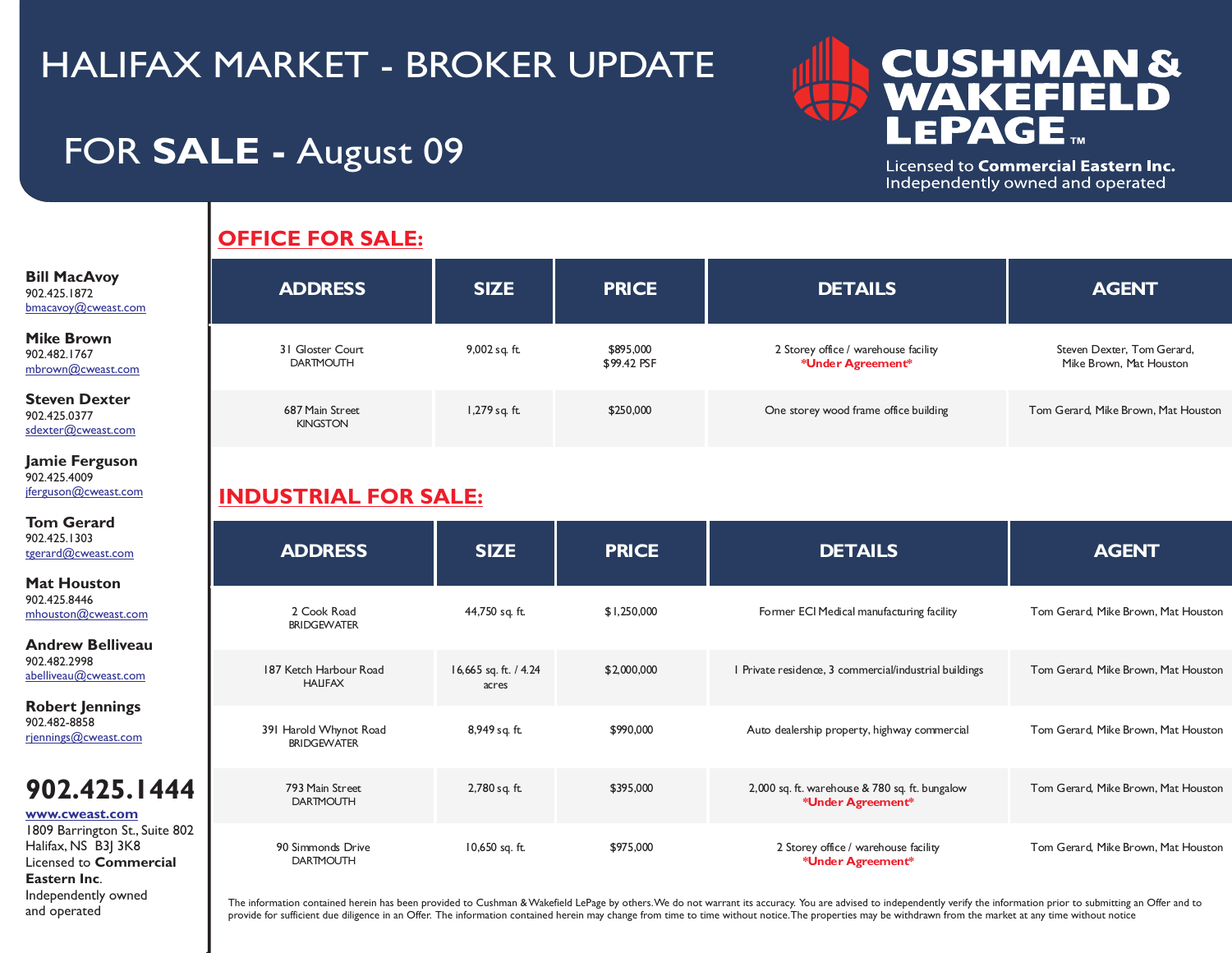# HALIFAX MARKET - BROKER UPDATE

## FOR **SALE** - August 09

**CUSHMAN & WAKEFIELD LEPAGE**™
Licensed to **Commercial Eastern Inc.**
Independently owned and operated

**Bill MacAvoy**
902.425.1872
bmacavoy@cweast.com

**Mike Brown**
902.482.1767
mbrown@cweast.com

**Steven Dexter**
902.425.0377
sdexter@cweast.com

**Jamie Ferguson**
902.425.4009
jferguson@cweast.com

**Tom Gerard**
902.425.1303
tgerard@cweast.com

**Mat Houston**
902.425.8446
mhouston@cweast.com

**Andrew Belliveau**
902.482.2998
abelliveau@cweast.com

**Robert Jennings**
902.482-8858
rjennings@cweast.com

**902.425.1444**
**www.cweast.com**
1809 Barrington St., Suite 802
Halifax, NS B3J 3K8
Licensed to **Commercial Eastern Inc**.
Independently owned and operated

## OFFICE FOR SALE:

| ADDRESS | SIZE | PRICE | DETAILS | AGENT |
|---|---|---|---|---|
| 31 Gloster Court DARTMOUTH | 9,002 sq. ft. | $895,000 $99.42 PSF | 2 Storey office / warehouse facility *Under Agreement* | Steven Dexter, Tom Gerard, Mike Brown, Mat Houston |
| 687 Main Street KINGSTON | 1,279 sq. ft. | $250,000 | One storey wood frame office building | Tom Gerard, Mike Brown, Mat Houston |

## INDUSTRIAL FOR SALE:

| ADDRESS | SIZE | PRICE | DETAILS | AGENT |
|---|---|---|---|---|
| 2 Cook Road BRIDGEWATER | 44,750 sq. ft. | $1,250,000 | Former ECI Medical manufacturing facility | Tom Gerard, Mike Brown, Mat Houston |
| 187 Ketch Harbour Road HALIFAX | 16,665 sq. ft. / 4.24 acres | $2,000,000 | 1 Private residence, 3 commercial/industrial buildings | Tom Gerard, Mike Brown, Mat Houston |
| 391 Harold Whynot Road BRIDGEWATER | 8,949 sq. ft. | $990,000 | Auto dealership property, highway commercial | Tom Gerard, Mike Brown, Mat Houston |
| 793 Main Street DARTMOUTH | 2,780 sq. ft. | $395,000 | 2,000 sq. ft. warehouse & 780 sq. ft. bungalow *Under Agreement* | Tom Gerard, Mike Brown, Mat Houston |
| 90 Simmonds Drive DARTMOUTH | 10,650 sq. ft. | $975,000 | 2 Storey office / warehouse facility *Under Agreement* | Tom Gerard, Mike Brown, Mat Houston |

The information contained herein has been provided to Cushman & Wakefield LePage by others. We do not warrant its accuracy. You are advised to independently verify the information prior to submitting an Offer and to provide for sufficient due diligence in an Offer. The information contained herein may change from time to time without notice. The properties may be withdrawn from the market at any time without notice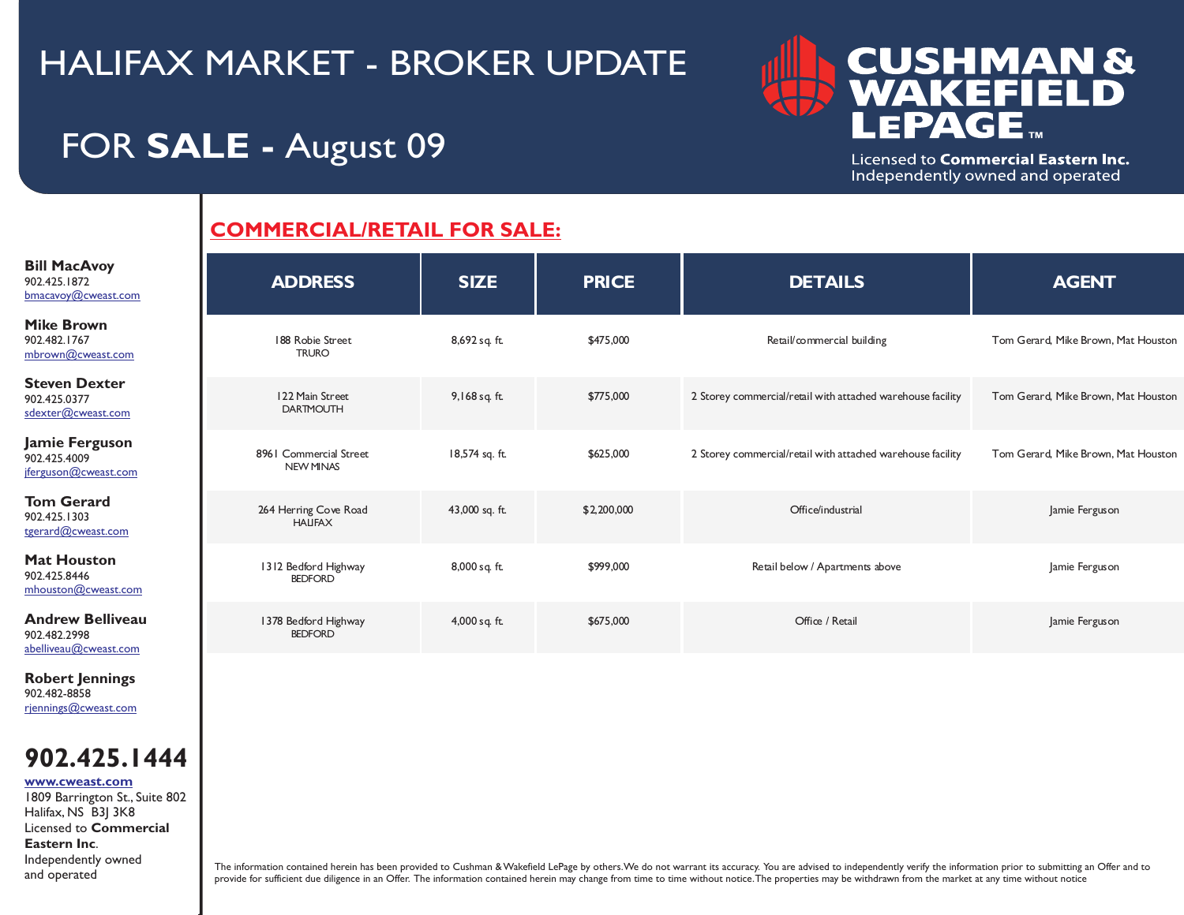# HALIFAX MARKET - BROKER UPDATE

## FOR **SALE** - August 09

**CUSHMAN & WAKEFIELD LEPAGE™**
Licensed to **Commercial Eastern Inc.**
Independently owned and operated

**Bill MacAvoy**
902.425.1872
bmacavoy@cweast.com

**Mike Brown**
902.482.1767
mbrown@cweast.com

**Steven Dexter**
902.425.0377
sdexter@cweast.com

**Jamie Ferguson**
902.425.4009
jferguson@cweast.com

**Tom Gerard**
902.425.1303
tgerard@cweast.com

**Mat Houston**
902.425.8446
mhouston@cweast.com

**Andrew Belliveau**
902.482.2998
abelliveau@cweast.com

**Robert Jennings**
902.482-8858
rjennings@cweast.com

**902.425.1444**
**www.cweast.com**
1809 Barrington St., Suite 802
Halifax, NS B3J 3K8
Licensed to **Commercial Eastern Inc**.
Independently owned and operated

## COMMERCIAL/RETAIL FOR SALE:

| ADDRESS | SIZE | PRICE | DETAILS | AGENT |
|---|---|---|---|---|
| 188 Robie Street TRURO | 8,692 sq. ft. | $475,000 | Retail/commercial building | Tom Gerard, Mike Brown, Mat Houston |
| 122 Main Street DARTMOUTH | 9,168 sq. ft. | $775,000 | 2 Storey commercial/retail with attached warehouse facility | Tom Gerard, Mike Brown, Mat Houston |
| 8961 Commercial Street NEW MINAS | 18,574 sq. ft. | $625,000 | 2 Storey commercial/retail with attached warehouse facility | Tom Gerard, Mike Brown, Mat Houston |
| 264 Herring Cove Road HALIFAX | 43,000 sq. ft. | $2,200,000 | Office/industrial | Jamie Ferguson |
| 1312 Bedford Highway BEDFORD | 8,000 sq. ft. | $999,000 | Retail below / Apartments above | Jamie Ferguson |
| 1378 Bedford Highway BEDFORD | 4,000 sq. ft. | $675,000 | Office / Retail | Jamie Ferguson |

The information contained herein has been provided to Cushman & Wakefield LePage by others. We do not warrant its accuracy. You are advised to independently verify the information prior to submitting an Offer and to provide for sufficient due diligence in an Offer. The information contained herein may change from time to time without notice. The properties may be withdrawn from the market at any time without notice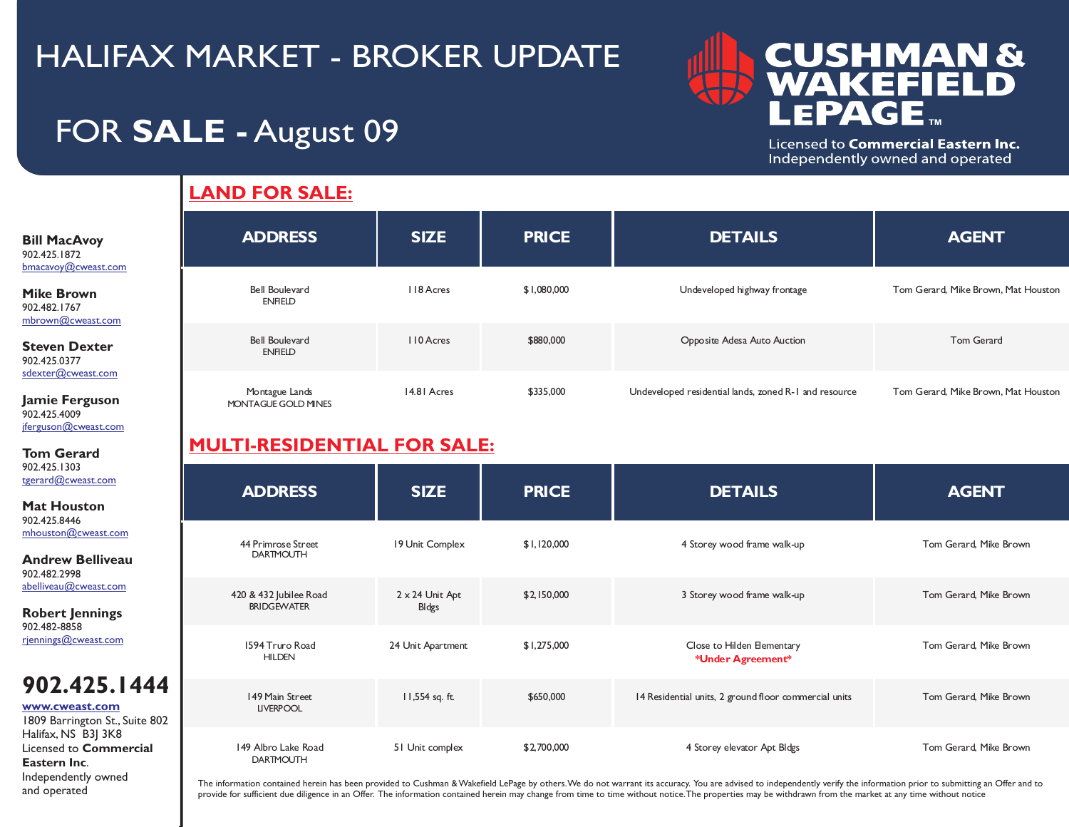# HALIFAX MARKET - BROKER UPDATE

## FOR **SALE** - August 09

**CUSHMAN & WAKEFIELD LEPAGE™**

Licensed to **Commercial Eastern Inc.**
Independently owned and operated

**Bill MacAvoy**
902.425.1872
bmacavoy@cweast.com

**Mike Brown**
902.482.1767
mbrown@cweast.com

**Steven Dexter**
902.425.0377
sdexter@cweast.com

**Jamie Ferguson**
902.425.4009
jferguson@cweast.com

**Tom Gerard**
902.425.1303
tgerard@cweast.com

**Mat Houston**
902.425.8446
mhouston@cweast.com

**Andrew Belliveau**
902.482.2998
abelliveau@cweast.com

**Robert Jennings**
902.482-8858
rjennings@cweast.com

**902.425.1444**
**www.cweast.com**
1809 Barrington St., Suite 802
Halifax, NS B3J 3K8
Licensed to **Commercial Eastern Inc**.
Independently owned and operated

## LAND FOR SALE:

| ADDRESS | SIZE | PRICE | DETAILS | AGENT |
|---|---|---|---|---|
| Bell Boulevard<br>ENFIELD | 118 Acres | $1,080,000 | Undeveloped highway frontage | Tom Gerard, Mike Brown, Mat Houston |
| Bell Boulevard<br>ENFIELD | 110 Acres | $880,000 | Opposite Adesa Auto Auction | Tom Gerard |
| Montague Lands<br>MONTAGUE GOLD MINES | 14.81 Acres | $335,000 | Undeveloped residential lands, zoned R-1 and resource | Tom Gerard, Mike Brown, Mat Houston |

## MULTI-RESIDENTIAL FOR SALE:

| ADDRESS | SIZE | PRICE | DETAILS | AGENT |
|---|---|---|---|---|
| 44 Primrose Street<br>DARTMOUTH | 19 Unit Complex | $1,120,000 | 4 Storey wood frame walk-up | Tom Gerard, Mike Brown |
| 420 & 432 Jubilee Road<br>BRIDGEWATER | 2 x 24 Unit Apt Bldgs | $2,150,000 | 3 Storey wood frame walk-up | Tom Gerard, Mike Brown |
| 1594 Truro Road<br>HILDEN | 24 Unit Apartment | $1,275,000 | Close to Hilden Elementary<br>**\*Under Agreement\*** | Tom Gerard, Mike Brown |
| 149 Main Street<br>LIVERPOOL | 11,554 sq. ft. | $650,000 | 14 Residential units, 2 ground floor commercial units | Tom Gerard, Mike Brown |
| 149 Albro Lake Road<br>DARTMOUTH | 51 Unit complex | $2,700,000 | 4 Storey elevator Apt Bldgs | Tom Gerard, Mike Brown |

The information contained herein has been provided to Cushman & Wakefield LePage by others. We do not warrant its accuracy. You are advised to independently verify the information prior to submitting an Offer and to provide for sufficient due diligence in an Offer. The information contained herein may change from time to time without notice. The properties may be withdrawn from the market at any time without notice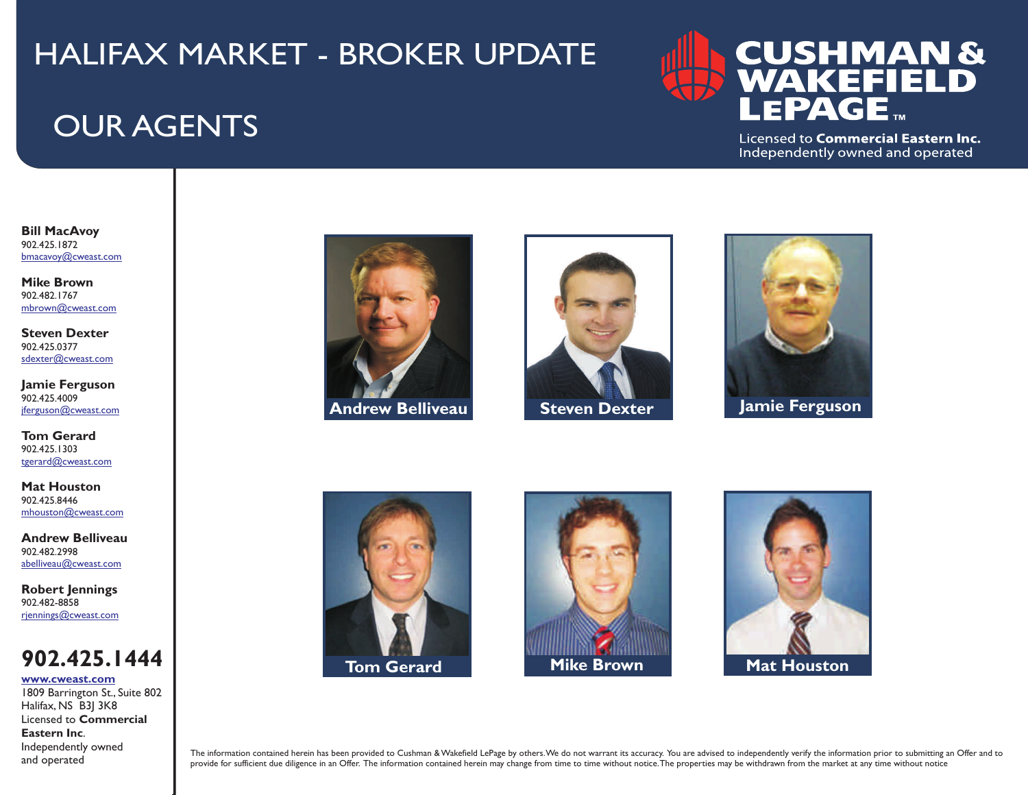# HALIFAX MARKET - BROKER UPDATE

## OUR AGENTS

CUSHMAN & WAKEFIELD LEPAGE™

Licensed to **Commercial Eastern Inc.**
Independently owned and operated

**Bill MacAvoy**
902.425.1872
bmacavoy@cweast.com

**Mike Brown**
902.482.1767
mbrown@cweast.com

**Steven Dexter**
902.425.0377
sdexter@cweast.com

**Jamie Ferguson**
902.425.4009
jferguson@cweast.com

**Tom Gerard**
902.425.1303
tgerard@cweast.com

**Mat Houston**
902.425.8446
mhouston@cweast.com

**Andrew Belliveau**
902.482.2998
abelliveau@cweast.com

**Robert Jennings**
902.482-8858
rjennings@cweast.com

# 902.425.1444

**www.cweast.com**
1809 Barrington St., Suite 802
Halifax, NS B3J 3K8
Licensed to **Commercial Eastern Inc**.
Independently owned and operated

**Andrew Belliveau**

**Steven Dexter**

**Jamie Ferguson**

**Tom Gerard**

**Mike Brown**

**Mat Houston**

The information contained herein has been provided to Cushman & Wakefield LePage by others. We do not warrant its accuracy. You are advised to independently verify the information prior to submitting an Offer and to provide for sufficient due diligence in an Offer. The information contained herein may change from time to time without notice. The properties may be withdrawn from the market at any time without notice